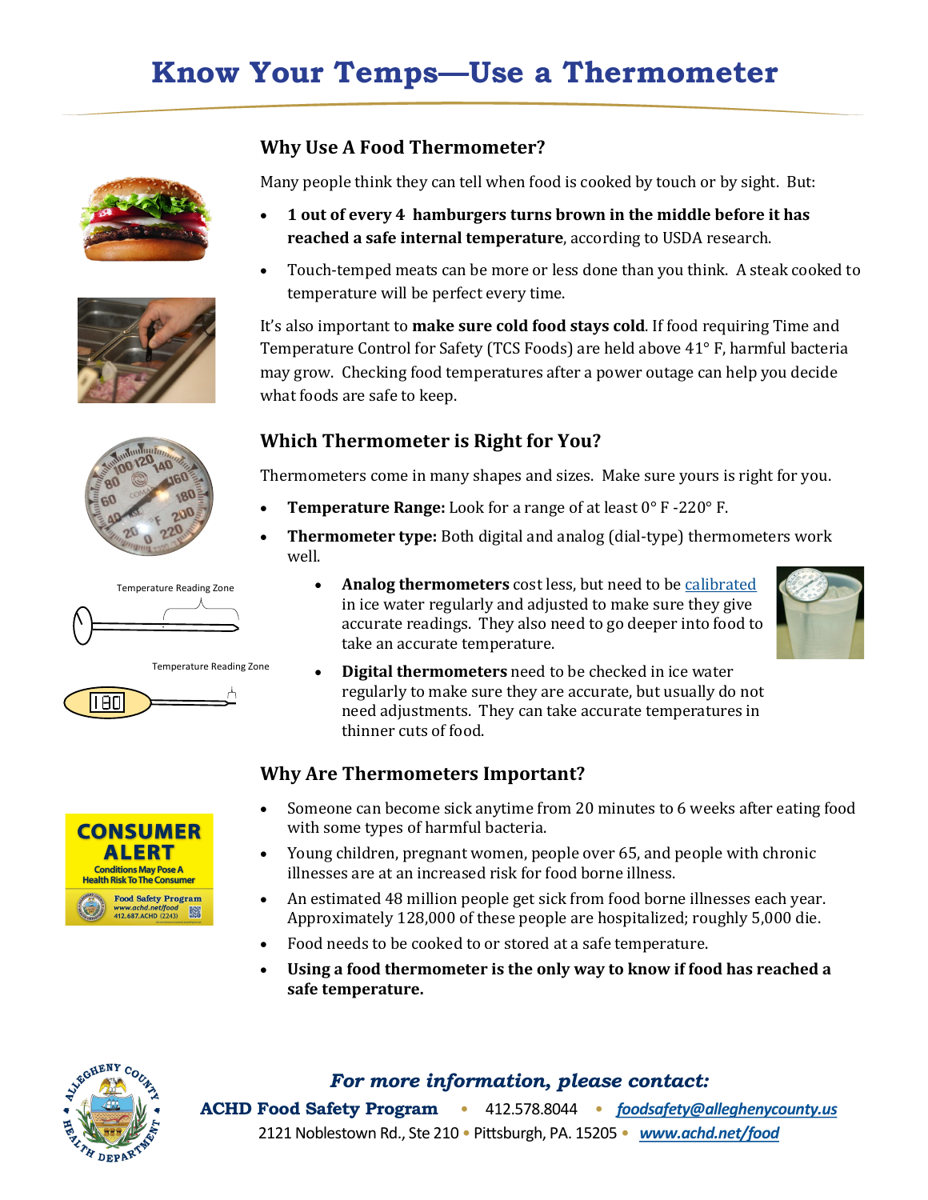# Know Your Temps—Use a Thermometer

## Why Use A Food Thermometer?

Many people think they can tell when food is cooked by touch or by sight. But:

- **1 out of every 4 hamburgers turns brown in the middle before it has reached a safe internal temperature**, according to USDA research.
- Touch-temped meats can be more or less done than you think. A steak cooked to temperature will be perfect every time.

It's also important to **make sure cold food stays cold**. If food requiring Time and Temperature Control for Safety (TCS Foods) are held above 41° F, harmful bacteria may grow. Checking food temperatures after a power outage can help you decide what foods are safe to keep.

## Which Thermometer is Right for You?

Thermometers come in many shapes and sizes. Make sure yours is right for you.

- **Temperature Range:** Look for a range of at least 0° F -220° F.
- **Thermometer type:** Both digital and analog (dial-type) thermometers work well.
  - **Analog thermometers** cost less, but need to be calibrated in ice water regularly and adjusted to make sure they give accurate readings. They also need to go deeper into food to take an accurate temperature.
  - **Digital thermometers** need to be checked in ice water regularly to make sure they are accurate, but usually do not need adjustments. They can take accurate temperatures in thinner cuts of food.

Temperature Reading Zone

Temperature Reading Zone

## Why Are Thermometers Important?

- Someone can become sick anytime from 20 minutes to 6 weeks after eating food with some types of harmful bacteria.
- Young children, pregnant women, people over 65, and people with chronic illnesses are at an increased risk for food borne illness.
- An estimated 48 million people get sick from food borne illnesses each year. Approximately 128,000 of these people are hospitalized; roughly 5,000 die.
- Food needs to be cooked to or stored at a safe temperature.
- **Using a food thermometer is the only way to know if food has reached a safe temperature.**

CONSUMER ALERT
Conditions May Pose A Health Risk To The Consumer
Food Safety Program
www.achd.net/food
412.687.ACHD (2243)

***For more information, please contact:***

**ACHD Food Safety Program** • 412.578.8044 • *foodsafety@alleghenycounty.us*
2121 Noblestown Rd., Ste 210 • Pittsburgh, PA. 15205 • *www.achd.net/food*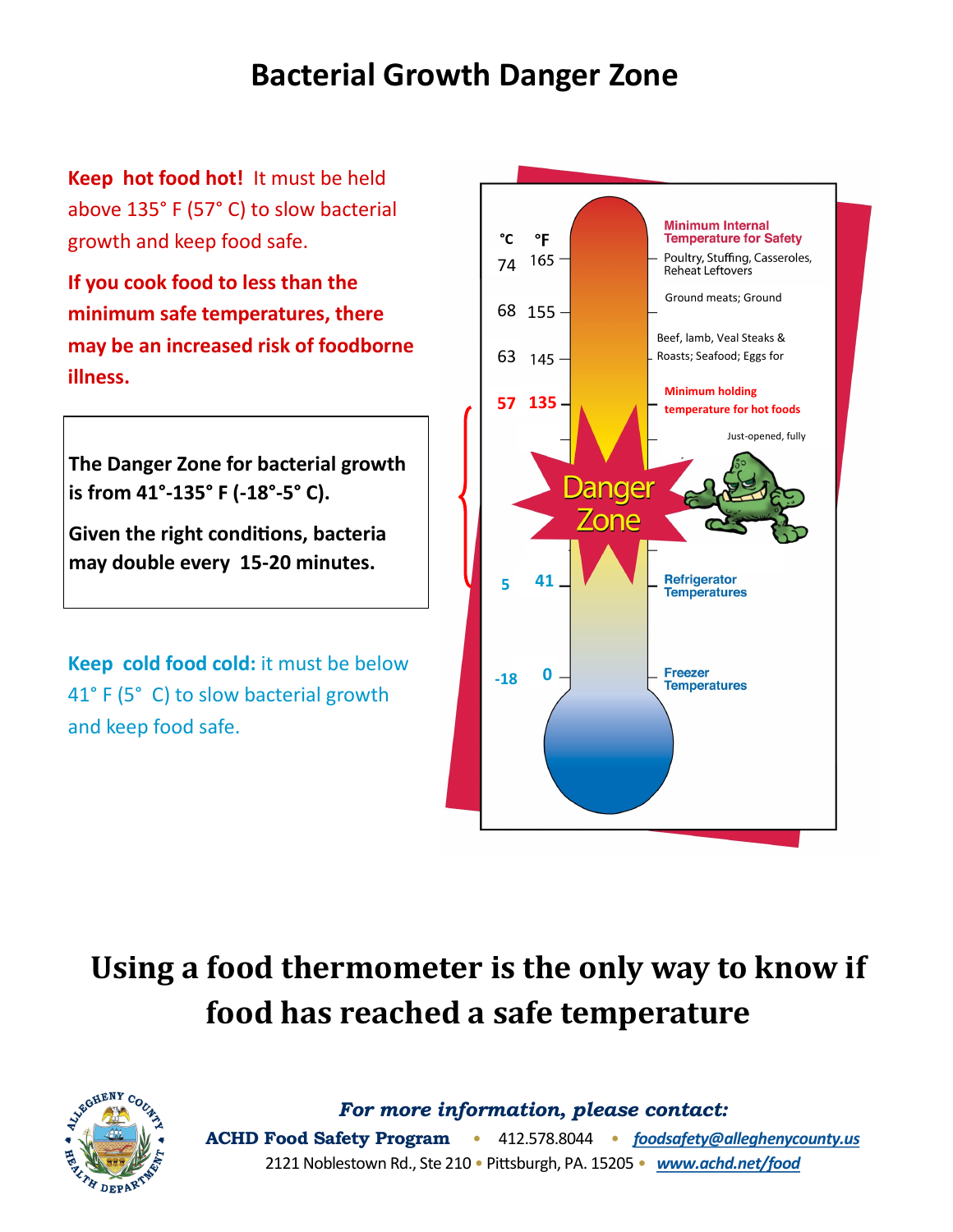# Bacterial Growth Danger Zone

**Keep hot food hot!** It must be held above 135° F (57° C) to slow bacterial growth and keep food safe.

**If you cook food to less than the minimum safe temperatures, there may be an increased risk of foodborne illness.**

**The Danger Zone for bacterial growth is from 41°-135° F (-18°-5° C).**

**Given the right conditions, bacteria may double every 15-20 minutes.**

**Keep cold food cold:** it must be below 41° F (5° C) to slow bacterial growth and keep food safe.

°C °F

74 165

68 155

63 145

57 135

5 41

-18 0

Minimum Internal Temperature for Safety

Poultry, Stuffing, Casseroles, Reheat Leftovers

Ground meats; Ground

Beef, lamb, Veal Steaks & Roasts; Seafood; Eggs for

Minimum holding temperature for hot foods

Just-opened, fully

Danger Zone

Refrigerator Temperatures

Freezer Temperatures

# Using a food thermometer is the only way to know if food has reached a safe temperature

***For more information, please contact:***

**ACHD Food Safety Program** • 412.578.8044 • *foodsafety@alleghenycounty.us*

2121 Noblestown Rd., Ste 210 • Pittsburgh, PA. 15205 • *www.achd.net/food*